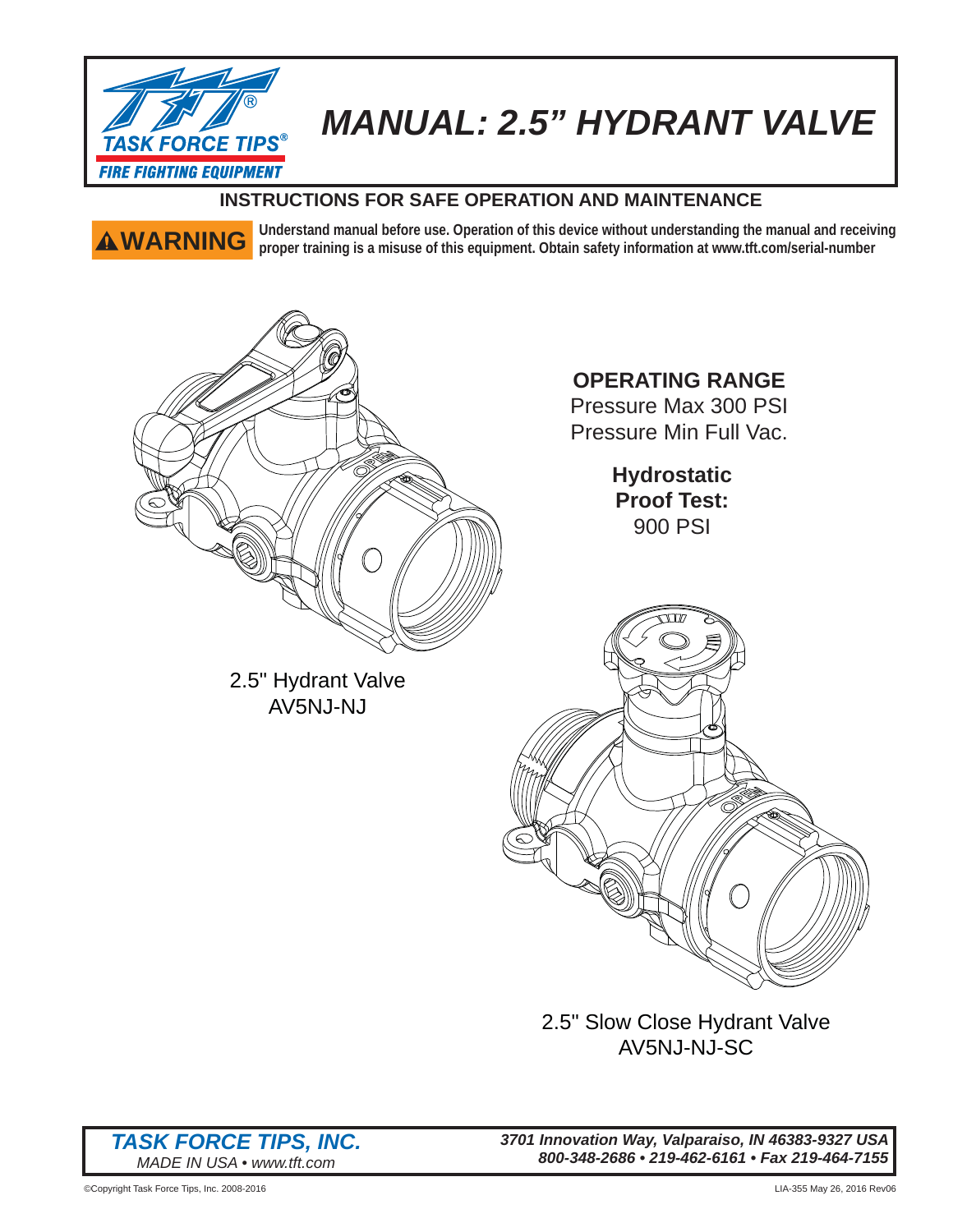# MANUAL: 2.5" HYDRANT VALVE

TASK FORCE TIPS®
FIRE FIGHTING EQUIPMENT

## INSTRUCTIONS FOR SAFE OPERATION AND MAINTENANCE

**⚠WARNING** **Understand manual before use. Operation of this device without understanding the manual and receiving proper training is a misuse of this equipment. Obtain safety information at www.tft.com/serial-number**

**OPERATING RANGE**
Pressure Max 300 PSI
Pressure Min Full Vac.

**Hydrostatic Proof Test:**
900 PSI

2.5" Hydrant Valve
AV5NJ-NJ

2.5" Slow Close Hydrant Valve
AV5NJ-NJ-SC

***TASK FORCE TIPS, INC.***
*MADE IN USA • www.tft.com*

***3701 Innovation Way, Valparaiso, IN 46383-9327 USA***
***800-348-2686 • 219-462-6161 • Fax 219-464-7155***

©Copyright Task Force Tips, Inc. 2008-2016

LIA-355 May 26, 2016 Rev06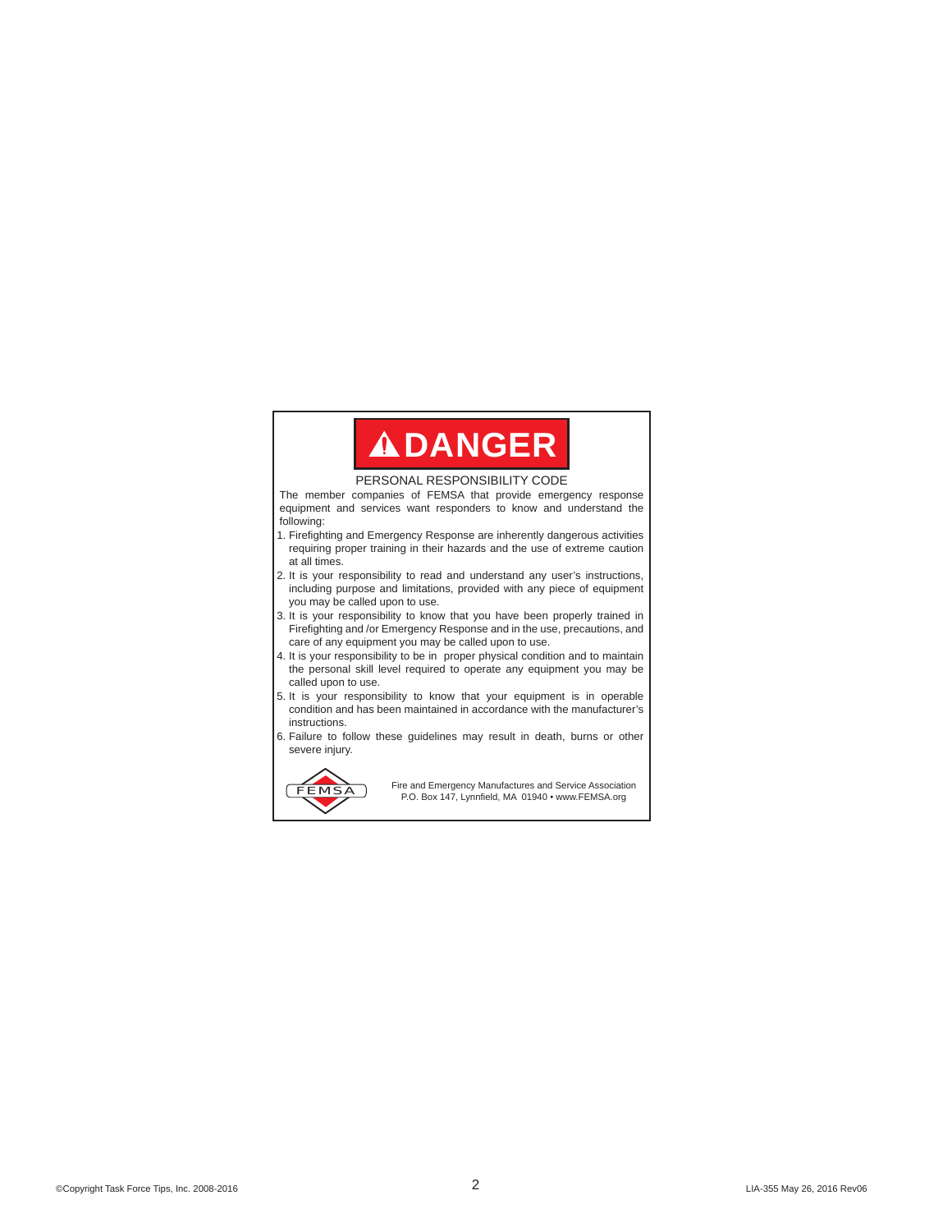# ⚠DANGER

PERSONAL RESPONSIBILITY CODE

The member companies of FEMSA that provide emergency response equipment and services want responders to know and understand the following:

1. Firefighting and Emergency Response are inherently dangerous activities requiring proper training in their hazards and the use of extreme caution at all times.
2. It is your responsibility to read and understand any user's instructions, including purpose and limitations, provided with any piece of equipment you may be called upon to use.
3. It is your responsibility to know that you have been properly trained in Firefighting and /or Emergency Response and in the use, precautions, and care of any equipment you may be called upon to use.
4. It is your responsibility to be in proper physical condition and to maintain the personal skill level required to operate any equipment you may be called upon to use.
5. It is your responsibility to know that your equipment is in operable condition and has been maintained in accordance with the manufacturer's instructions.
6. Failure to follow these guidelines may result in death, burns or other severe injury.

FEMSA

Fire and Emergency Manufactures and Service Association
P.O. Box 147, Lynnfield, MA 01940 • www.FEMSA.org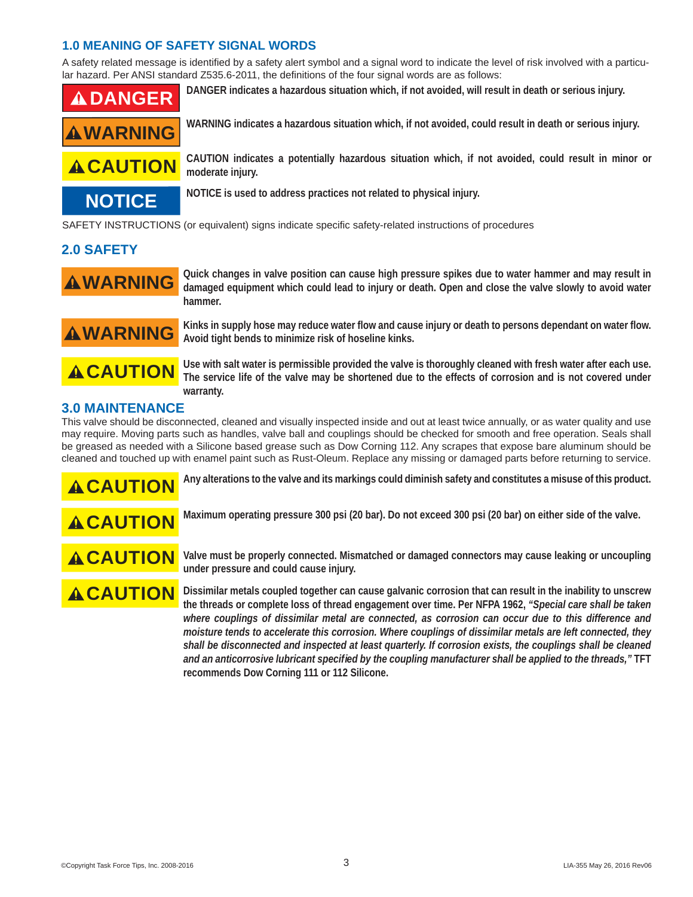## 1.0 MEANING OF SAFETY SIGNAL WORDS

A safety related message is identified by a safety alert symbol and a signal word to indicate the level of risk involved with a particular hazard. Per ANSI standard Z535.6-2011, the definitions of the four signal words are as follows:

**⚠DANGER** — **DANGER indicates a hazardous situation which, if not avoided, will result in death or serious injury.**

**⚠WARNING** — **WARNING indicates a hazardous situation which, if not avoided, could result in death or serious injury.**

**⚠CAUTION** — **CAUTION indicates a potentially hazardous situation which, if not avoided, could result in minor or moderate injury.**

**NOTICE** — **NOTICE is used to address practices not related to physical injury.**

SAFETY INSTRUCTIONS (or equivalent) signs indicate specific safety-related instructions of procedures

## 2.0 SAFETY

**⚠WARNING** — **Quick changes in valve position can cause high pressure spikes due to water hammer and may result in damaged equipment which could lead to injury or death. Open and close the valve slowly to avoid water hammer.**

**⚠WARNING** — **Kinks in supply hose may reduce water flow and cause injury or death to persons dependant on water flow. Avoid tight bends to minimize risk of hoseline kinks.**

**⚠CAUTION** — **Use with salt water is permissible provided the valve is thoroughly cleaned with fresh water after each use. The service life of the valve may be shortened due to the effects of corrosion and is not covered under warranty.**

## 3.0 MAINTENANCE

This valve should be disconnected, cleaned and visually inspected inside and out at least twice annually, or as water quality and use may require. Moving parts such as handles, valve ball and couplings should be checked for smooth and free operation. Seals shall be greased as needed with a Silicone based grease such as Dow Corning 112. Any scrapes that expose bare aluminum should be cleaned and touched up with enamel paint such as Rust-Oleum. Replace any missing or damaged parts before returning to service.

**⚠CAUTION** — **Any alterations to the valve and its markings could diminish safety and constitutes a misuse of this product.**

**⚠CAUTION** — **Maximum operating pressure 300 psi (20 bar). Do not exceed 300 psi (20 bar) on either side of the valve.**

**⚠CAUTION** — **Valve must be properly connected. Mismatched or damaged connectors may cause leaking or uncoupling under pressure and could cause injury.**

**⚠CAUTION** — **Dissimilar metals coupled together can cause galvanic corrosion that can result in the inability to unscrew the threads or complete loss of thread engagement over time. Per NFPA 1962, *"Special care shall be taken where couplings of dissimilar metal are connected, as corrosion can occur due to this difference and moisture tends to accelerate this corrosion. Where couplings of dissimilar metals are left connected, they shall be disconnected and inspected at least quarterly. If corrosion exists, the couplings shall be cleaned and an anticorrosive lubricant specified by the coupling manufacturer shall be applied to the threads,"* TFT recommends Dow Corning 111 or 112 Silicone.**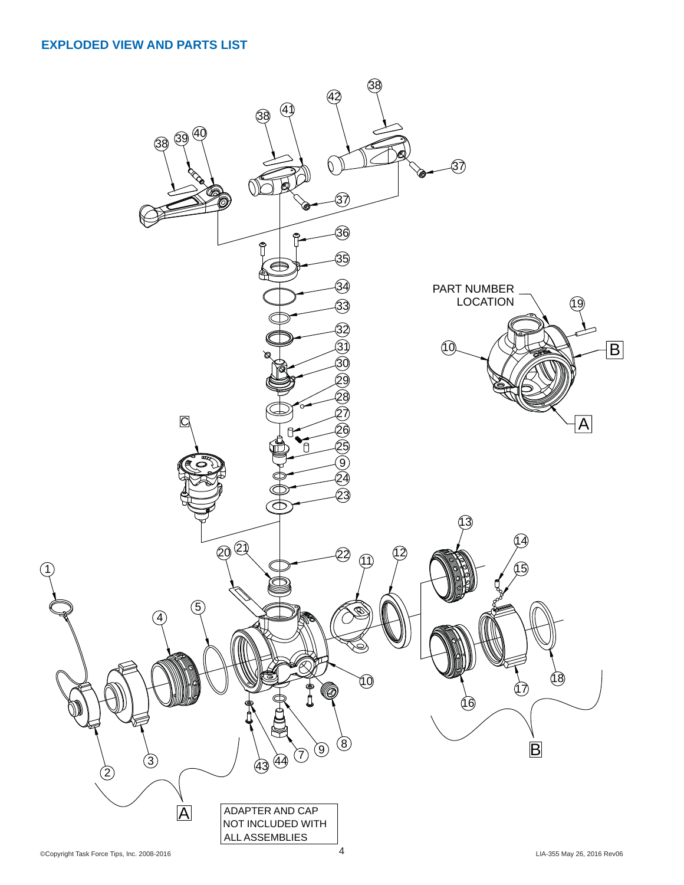## EXPLODED VIEW AND PARTS LIST

PART NUMBER LOCATION

ADAPTER AND CAP NOT INCLUDED WITH ALL ASSEMBLIES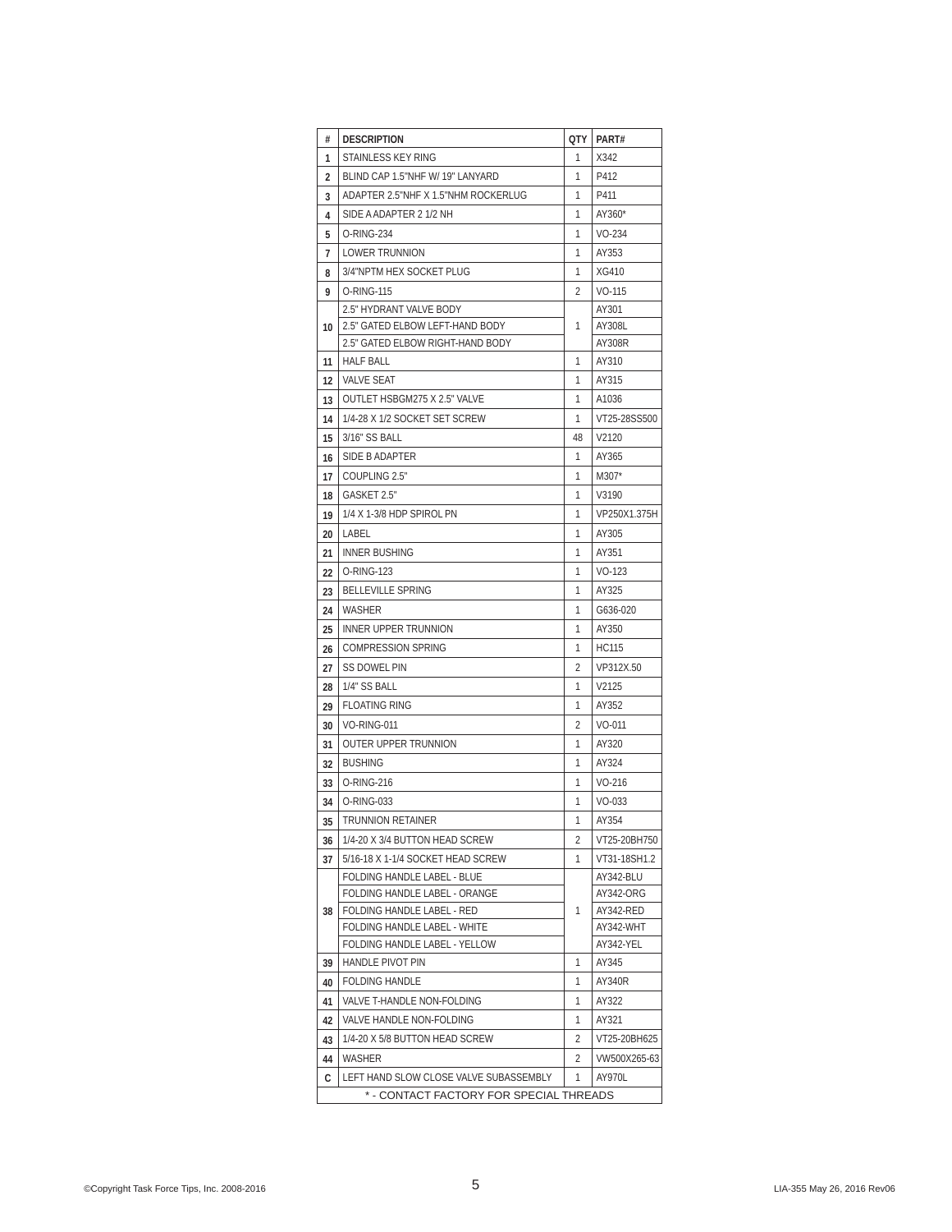| # | DESCRIPTION | QTY | PART# |
|---|---|---|---|
| 1 | STAINLESS KEY RING | 1 | X342 |
| 2 | BLIND CAP 1.5"NHF W/ 19" LANYARD | 1 | P412 |
| 3 | ADAPTER 2.5"NHF X 1.5"NHM ROCKERLUG | 1 | P411 |
| 4 | SIDE A ADAPTER 2 1/2 NH | 1 | AY360* |
| 5 | O-RING-234 | 1 | VO-234 |
| 7 | LOWER TRUNNION | 1 | AY353 |
| 8 | 3/4"NPTM HEX SOCKET PLUG | 1 | XG410 |
| 9 | O-RING-115 | 2 | VO-115 |
| 10 | 2.5" HYDRANT VALVE BODY | 1 | AY301 |
| | 2.5" GATED ELBOW LEFT-HAND BODY | | AY308L |
| | 2.5" GATED ELBOW RIGHT-HAND BODY | | AY308R |
| 11 | HALF BALL | 1 | AY310 |
| 12 | VALVE SEAT | 1 | AY315 |
| 13 | OUTLET HSBGM275 X 2.5" VALVE | 1 | A1036 |
| 14 | 1/4-28 X 1/2 SOCKET SET SCREW | 1 | VT25-28SS500 |
| 15 | 3/16" SS BALL | 48 | V2120 |
| 16 | SIDE B ADAPTER | 1 | AY365 |
| 17 | COUPLING 2.5" | 1 | M307* |
| 18 | GASKET 2.5" | 1 | V3190 |
| 19 | 1/4 X 1-3/8 HDP SPIROL PN | 1 | VP250X1.375H |
| 20 | LABEL | 1 | AY305 |
| 21 | INNER BUSHING | 1 | AY351 |
| 22 | O-RING-123 | 1 | VO-123 |
| 23 | BELLEVILLE SPRING | 1 | AY325 |
| 24 | WASHER | 1 | G636-020 |
| 25 | INNER UPPER TRUNNION | 1 | AY350 |
| 26 | COMPRESSION SPRING | 1 | HC115 |
| 27 | SS DOWEL PIN | 2 | VP312X.50 |
| 28 | 1/4" SS BALL | 1 | V2125 |
| 29 | FLOATING RING | 1 | AY352 |
| 30 | VO-RING-011 | 2 | VO-011 |
| 31 | OUTER UPPER TRUNNION | 1 | AY320 |
| 32 | BUSHING | 1 | AY324 |
| 33 | O-RING-216 | 1 | VO-216 |
| 34 | O-RING-033 | 1 | VO-033 |
| 35 | TRUNNION RETAINER | 1 | AY354 |
| 36 | 1/4-20 X 3/4 BUTTON HEAD SCREW | 2 | VT25-20BH750 |
| 37 | 5/16-18 X 1-1/4 SOCKET HEAD SCREW | 1 | VT31-18SH1.2 |
| 38 | FOLDING HANDLE LABEL - BLUE | 1 | AY342-BLU |
| | FOLDING HANDLE LABEL - ORANGE | | AY342-ORG |
| | FOLDING HANDLE LABEL - RED | | AY342-RED |
| | FOLDING HANDLE LABEL - WHITE | | AY342-WHT |
| | FOLDING HANDLE LABEL - YELLOW | | AY342-YEL |
| 39 | HANDLE PIVOT PIN | 1 | AY345 |
| 40 | FOLDING HANDLE | 1 | AY340R |
| 41 | VALVE T-HANDLE NON-FOLDING | 1 | AY322 |
| 42 | VALVE HANDLE NON-FOLDING | 1 | AY321 |
| 43 | 1/4-20 X 5/8 BUTTON HEAD SCREW | 2 | VT25-20BH625 |
| 44 | WASHER | 2 | VW500X265-63 |
| C | LEFT HAND SLOW CLOSE VALVE SUBASSEMBLY | 1 | AY970L |
| * - CONTACT FACTORY FOR SPECIAL THREADS | | | |

©Copyright Task Force Tips, Inc. 2008-2016

LIA-355 May 26, 2016 Rev06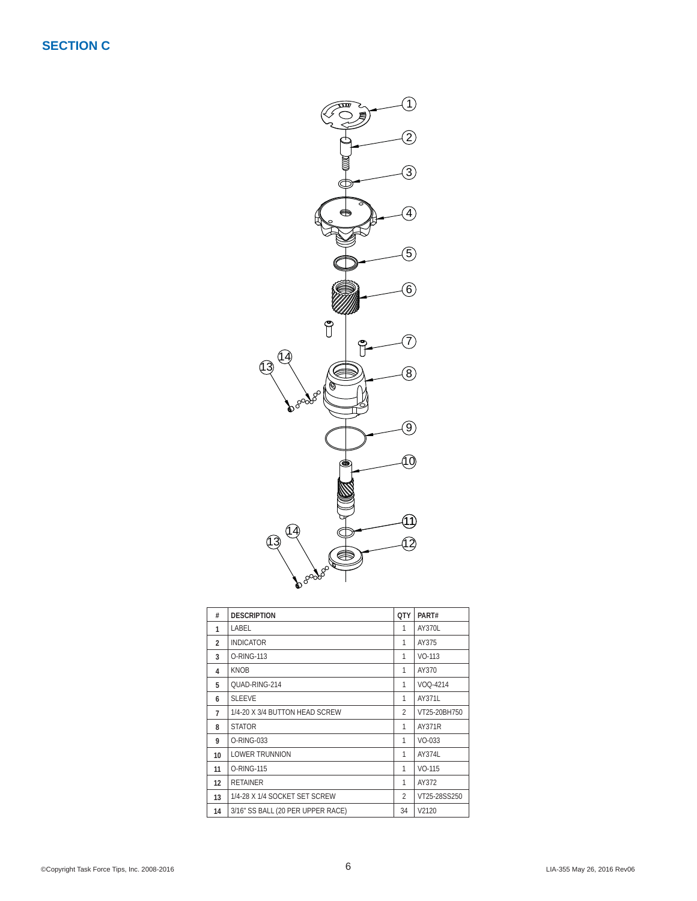## SECTION C

| # | DESCRIPTION | QTY | PART# |
|---|---|---|---|
| 1 | LABEL | 1 | AY370L |
| 2 | INDICATOR | 1 | AY375 |
| 3 | O-RING-113 | 1 | VO-113 |
| 4 | KNOB | 1 | AY370 |
| 5 | QUAD-RING-214 | 1 | VOQ-4214 |
| 6 | SLEEVE | 1 | AY371L |
| 7 | 1/4-20 X 3/4 BUTTON HEAD SCREW | 2 | VT25-20BH750 |
| 8 | STATOR | 1 | AY371R |
| 9 | O-RING-033 | 1 | VO-033 |
| 10 | LOWER TRUNNION | 1 | AY374L |
| 11 | O-RING-115 | 1 | VO-115 |
| 12 | RETAINER | 1 | AY372 |
| 13 | 1/4-28 X 1/4 SOCKET SET SCREW | 2 | VT25-28SS250 |
| 14 | 3/16" SS BALL (20 PER UPPER RACE) | 34 | V2120 |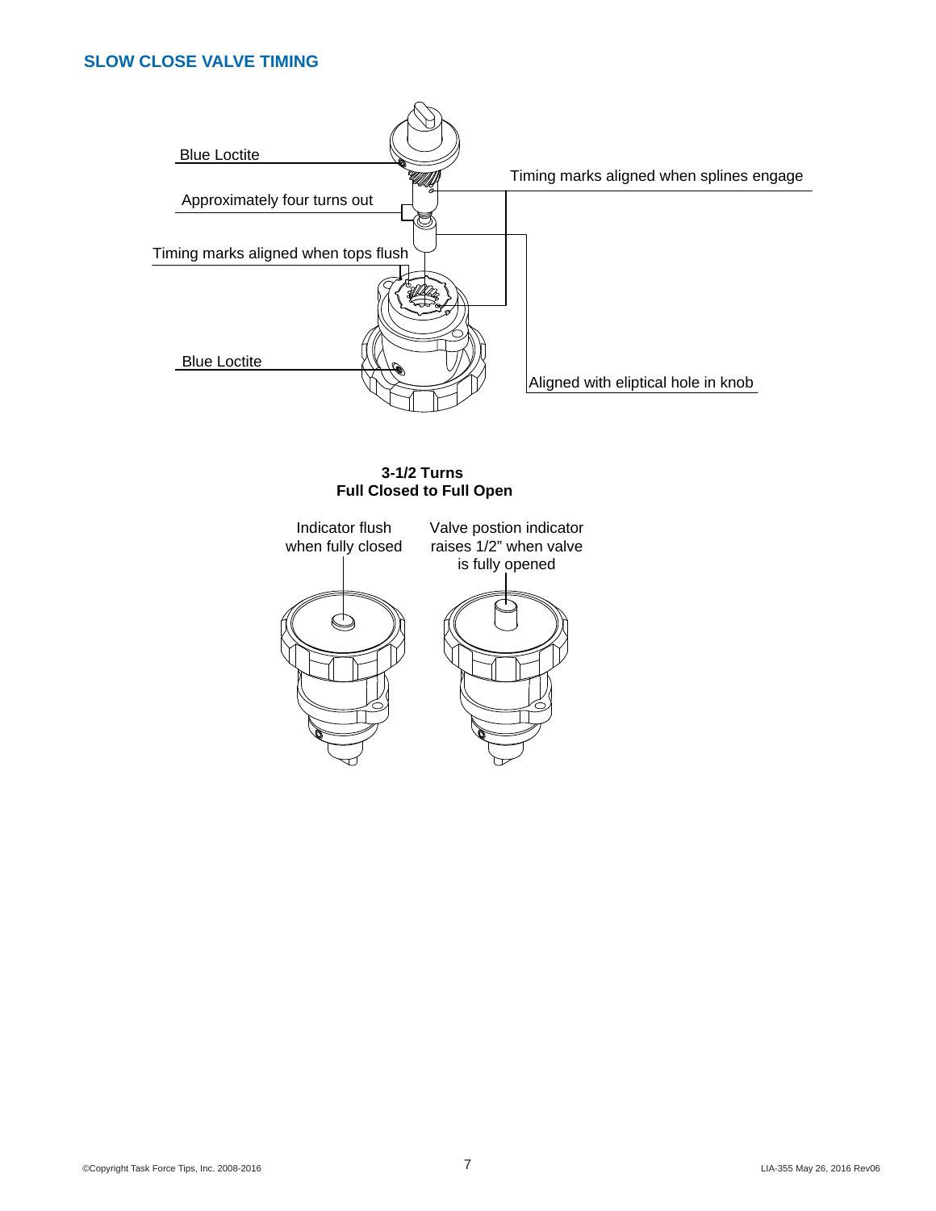## SLOW CLOSE VALVE TIMING

Blue Loctite

Approximately four turns out

Timing marks aligned when tops flush

Blue Loctite

Timing marks aligned when splines engage

Aligned with eliptical hole in knob

**3-1/2 Turns**
**Full Closed to Full Open**

Indicator flush when fully closed

Valve postion indicator raises 1/2" when valve is fully opened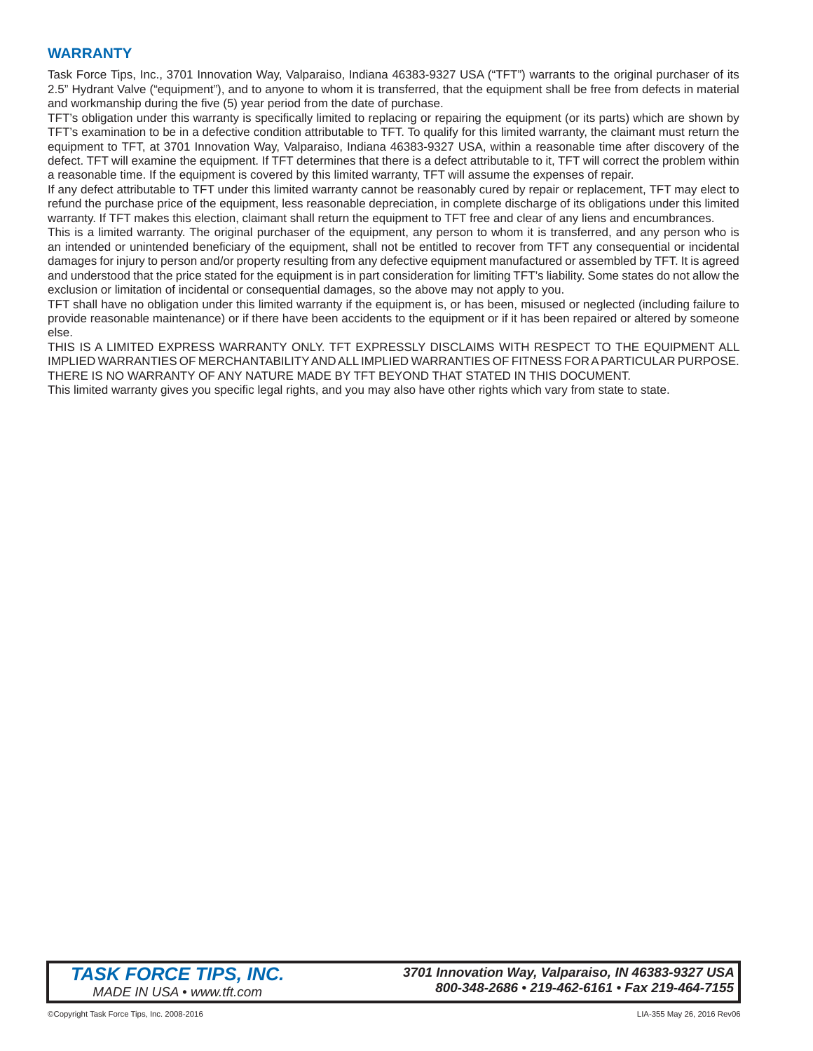## WARRANTY

Task Force Tips, Inc., 3701 Innovation Way, Valparaiso, Indiana 46383-9327 USA ("TFT") warrants to the original purchaser of its 2.5" Hydrant Valve ("equipment"), and to anyone to whom it is transferred, that the equipment shall be free from defects in material and workmanship during the five (5) year period from the date of purchase.

TFT's obligation under this warranty is specifically limited to replacing or repairing the equipment (or its parts) which are shown by TFT's examination to be in a defective condition attributable to TFT. To qualify for this limited warranty, the claimant must return the equipment to TFT, at 3701 Innovation Way, Valparaiso, Indiana 46383-9327 USA, within a reasonable time after discovery of the defect. TFT will examine the equipment. If TFT determines that there is a defect attributable to it, TFT will correct the problem within a reasonable time. If the equipment is covered by this limited warranty, TFT will assume the expenses of repair.

If any defect attributable to TFT under this limited warranty cannot be reasonably cured by repair or replacement, TFT may elect to refund the purchase price of the equipment, less reasonable depreciation, in complete discharge of its obligations under this limited warranty. If TFT makes this election, claimant shall return the equipment to TFT free and clear of any liens and encumbrances.

This is a limited warranty. The original purchaser of the equipment, any person to whom it is transferred, and any person who is an intended or unintended beneficiary of the equipment, shall not be entitled to recover from TFT any consequential or incidental damages for injury to person and/or property resulting from any defective equipment manufactured or assembled by TFT. It is agreed and understood that the price stated for the equipment is in part consideration for limiting TFT's liability. Some states do not allow the exclusion or limitation of incidental or consequential damages, so the above may not apply to you.

TFT shall have no obligation under this limited warranty if the equipment is, or has been, misused or neglected (including failure to provide reasonable maintenance) or if there have been accidents to the equipment or if it has been repaired or altered by someone else.

THIS IS A LIMITED EXPRESS WARRANTY ONLY. TFT EXPRESSLY DISCLAIMS WITH RESPECT TO THE EQUIPMENT ALL IMPLIED WARRANTIES OF MERCHANTABILITY AND ALL IMPLIED WARRANTIES OF FITNESS FOR A PARTICULAR PURPOSE. THERE IS NO WARRANTY OF ANY NATURE MADE BY TFT BEYOND THAT STATED IN THIS DOCUMENT.

This limited warranty gives you specific legal rights, and you may also have other rights which vary from state to state.

***TASK FORCE TIPS, INC.***
*MADE IN USA • www.tft.com*

***3701 Innovation Way, Valparaiso, IN 46383-9327 USA***
***800-348-2686 • 219-462-6161 • Fax 219-464-7155***

©Copyright Task Force Tips, Inc. 2008-2016

LIA-355 May 26, 2016 Rev06